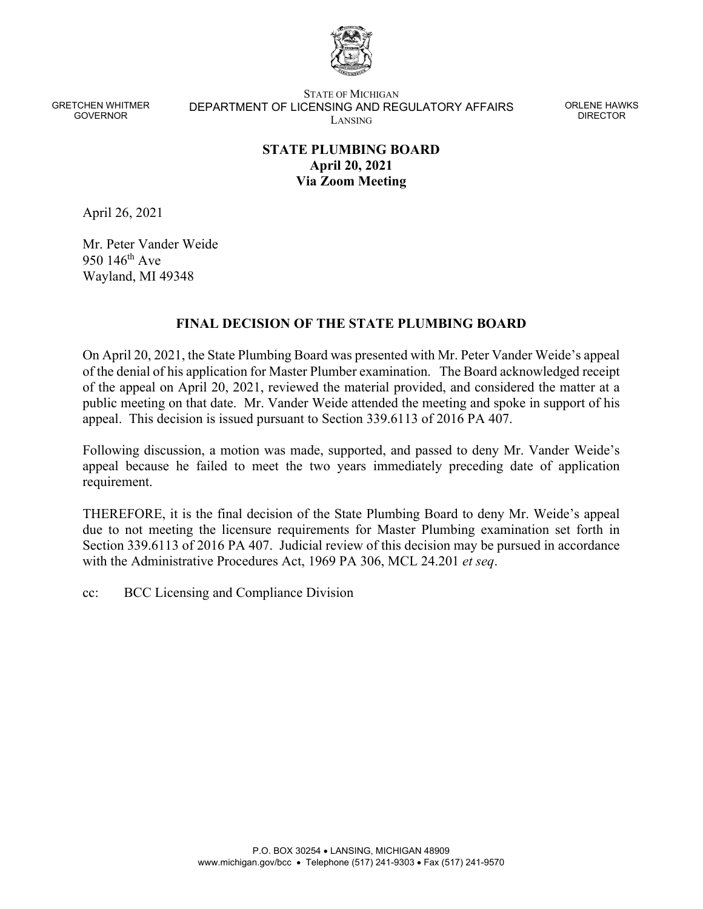GRETCHEN WHITMER
GOVERNOR

STATE OF MICHIGAN
DEPARTMENT OF LICENSING AND REGULATORY AFFAIRS
LANSING

ORLENE HAWKS
DIRECTOR

**STATE PLUMBING BOARD**
**April 20, 2021**
**Via Zoom Meeting**

April 26, 2021

Mr. Peter Vander Weide
950 146th Ave
Wayland, MI 49348

## FINAL DECISION OF THE STATE PLUMBING BOARD

On April 20, 2021, the State Plumbing Board was presented with Mr. Peter Vander Weide's appeal of the denial of his application for Master Plumber examination. The Board acknowledged receipt of the appeal on April 20, 2021, reviewed the material provided, and considered the matter at a public meeting on that date. Mr. Vander Weide attended the meeting and spoke in support of his appeal. This decision is issued pursuant to Section 339.6113 of 2016 PA 407.

Following discussion, a motion was made, supported, and passed to deny Mr. Vander Weide's appeal because he failed to meet the two years immediately preceding date of application requirement.

THEREFORE, it is the final decision of the State Plumbing Board to deny Mr. Weide's appeal due to not meeting the licensure requirements for Master Plumbing examination set forth in Section 339.6113 of 2016 PA 407. Judicial review of this decision may be pursued in accordance with the Administrative Procedures Act, 1969 PA 306, MCL 24.201 *et seq*.

cc: BCC Licensing and Compliance Division

P.O. BOX 30254 • LANSING, MICHIGAN 48909
www.michigan.gov/bcc • Telephone (517) 241-9303 • Fax (517) 241-9570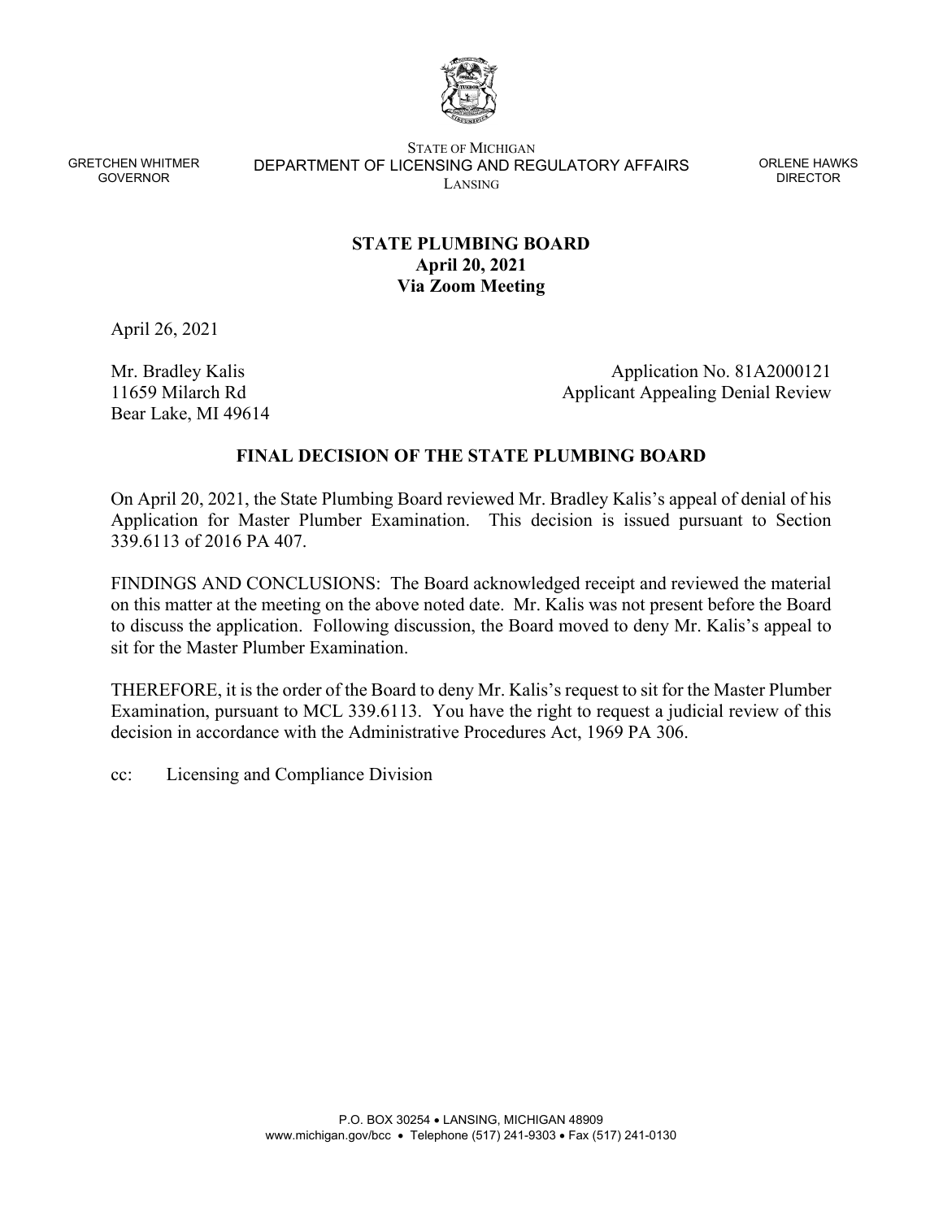GRETCHEN WHITMER
GOVERNOR

STATE OF MICHIGAN
DEPARTMENT OF LICENSING AND REGULATORY AFFAIRS
LANSING

ORLENE HAWKS
DIRECTOR

**STATE PLUMBING BOARD**
**April 20, 2021**
**Via Zoom Meeting**

April 26, 2021

Mr. Bradley Kalis
11659 Milarch Rd
Bear Lake, MI 49614

Application No. 81A2000121
Applicant Appealing Denial Review

**FINAL DECISION OF THE STATE PLUMBING BOARD**

On April 20, 2021, the State Plumbing Board reviewed Mr. Bradley Kalis's appeal of denial of his Application for Master Plumber Examination. This decision is issued pursuant to Section 339.6113 of 2016 PA 407.

FINDINGS AND CONCLUSIONS: The Board acknowledged receipt and reviewed the material on this matter at the meeting on the above noted date. Mr. Kalis was not present before the Board to discuss the application. Following discussion, the Board moved to deny Mr. Kalis's appeal to sit for the Master Plumber Examination.

THEREFORE, it is the order of the Board to deny Mr. Kalis's request to sit for the Master Plumber Examination, pursuant to MCL 339.6113. You have the right to request a judicial review of this decision in accordance with the Administrative Procedures Act, 1969 PA 306.

cc: Licensing and Compliance Division

P.O. BOX 30254 • LANSING, MICHIGAN 48909
www.michigan.gov/bcc • Telephone (517) 241-9303 • Fax (517) 241-0130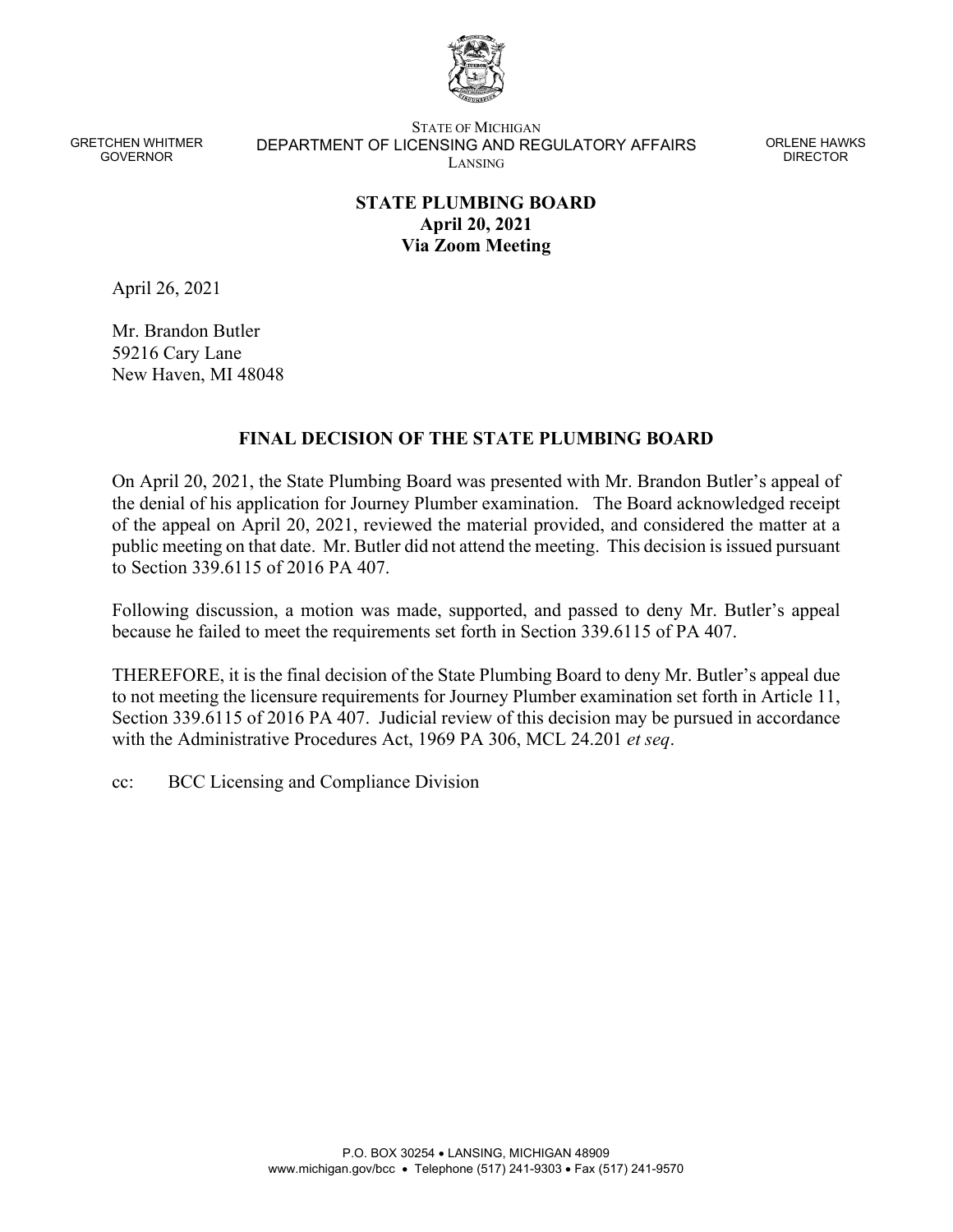GRETCHEN WHITMER
GOVERNOR

STATE OF MICHIGAN
DEPARTMENT OF LICENSING AND REGULATORY AFFAIRS
LANSING

ORLENE HAWKS
DIRECTOR

**STATE PLUMBING BOARD**
**April 20, 2021**
**Via Zoom Meeting**

April 26, 2021

Mr. Brandon Butler
59216 Cary Lane
New Haven, MI 48048

## FINAL DECISION OF THE STATE PLUMBING BOARD

On April 20, 2021, the State Plumbing Board was presented with Mr. Brandon Butler's appeal of the denial of his application for Journey Plumber examination. The Board acknowledged receipt of the appeal on April 20, 2021, reviewed the material provided, and considered the matter at a public meeting on that date. Mr. Butler did not attend the meeting. This decision is issued pursuant to Section 339.6115 of 2016 PA 407.

Following discussion, a motion was made, supported, and passed to deny Mr. Butler's appeal because he failed to meet the requirements set forth in Section 339.6115 of PA 407.

THEREFORE, it is the final decision of the State Plumbing Board to deny Mr. Butler's appeal due to not meeting the licensure requirements for Journey Plumber examination set forth in Article 11, Section 339.6115 of 2016 PA 407. Judicial review of this decision may be pursued in accordance with the Administrative Procedures Act, 1969 PA 306, MCL 24.201 *et seq*.

cc: BCC Licensing and Compliance Division

P.O. BOX 30254 • LANSING, MICHIGAN 48909
www.michigan.gov/bcc • Telephone (517) 241-9303 • Fax (517) 241-9570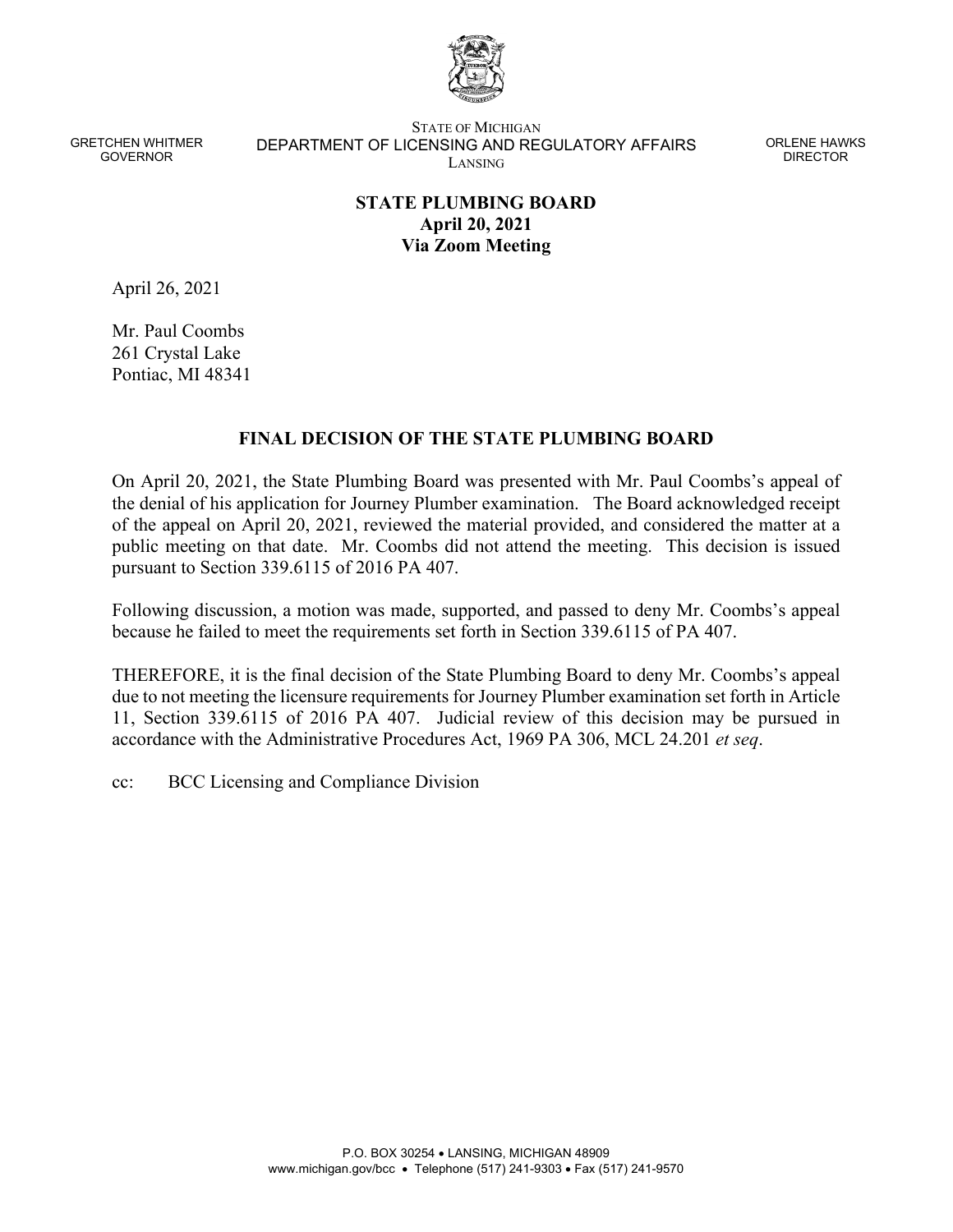GRETCHEN WHITMER
GOVERNOR

STATE OF MICHIGAN
DEPARTMENT OF LICENSING AND REGULATORY AFFAIRS
LANSING

ORLENE HAWKS
DIRECTOR

**STATE PLUMBING BOARD**
**April 20, 2021**
**Via Zoom Meeting**

April 26, 2021

Mr. Paul Coombs
261 Crystal Lake
Pontiac, MI 48341

## FINAL DECISION OF THE STATE PLUMBING BOARD

On April 20, 2021, the State Plumbing Board was presented with Mr. Paul Coombs's appeal of the denial of his application for Journey Plumber examination. The Board acknowledged receipt of the appeal on April 20, 2021, reviewed the material provided, and considered the matter at a public meeting on that date. Mr. Coombs did not attend the meeting. This decision is issued pursuant to Section 339.6115 of 2016 PA 407.

Following discussion, a motion was made, supported, and passed to deny Mr. Coombs's appeal because he failed to meet the requirements set forth in Section 339.6115 of PA 407.

THEREFORE, it is the final decision of the State Plumbing Board to deny Mr. Coombs's appeal due to not meeting the licensure requirements for Journey Plumber examination set forth in Article 11, Section 339.6115 of 2016 PA 407. Judicial review of this decision may be pursued in accordance with the Administrative Procedures Act, 1969 PA 306, MCL 24.201 *et seq*.

cc: BCC Licensing and Compliance Division

P.O. BOX 30254 • LANSING, MICHIGAN 48909
www.michigan.gov/bcc • Telephone (517) 241-9303 • Fax (517) 241-9570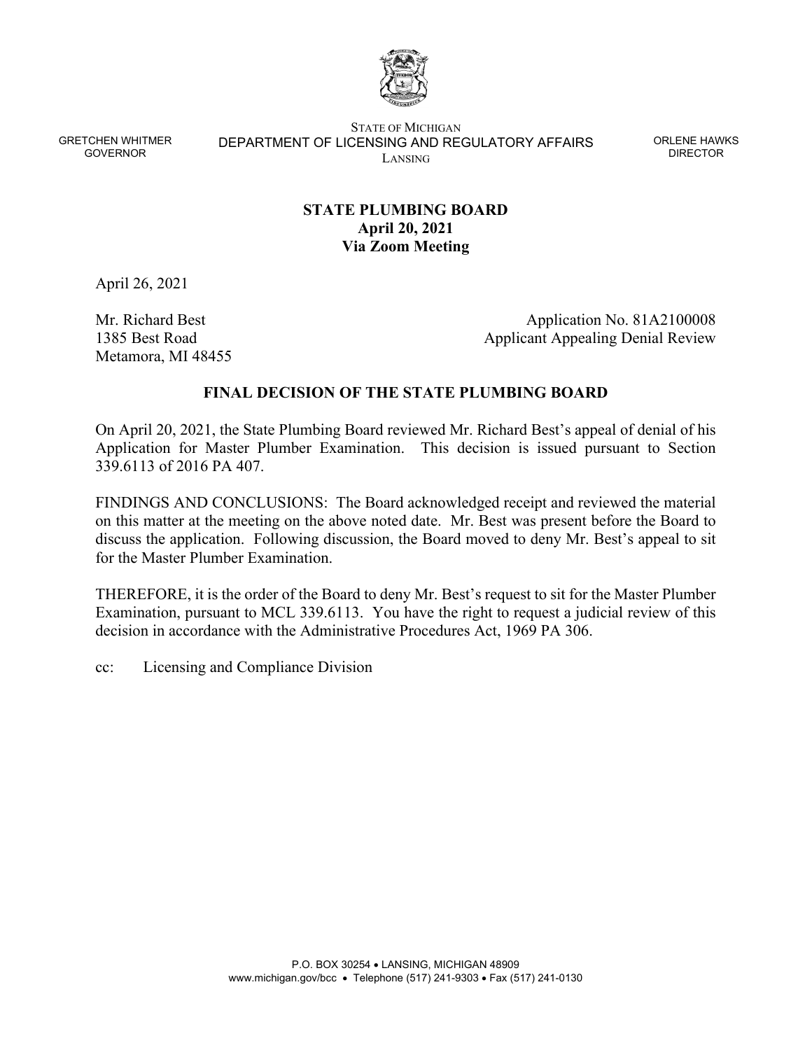GRETCHEN WHITMER
GOVERNOR

STATE OF MICHIGAN
DEPARTMENT OF LICENSING AND REGULATORY AFFAIRS
LANSING

ORLENE HAWKS
DIRECTOR

**STATE PLUMBING BOARD**
**April 20, 2021**
**Via Zoom Meeting**

April 26, 2021

Mr. Richard Best
1385 Best Road
Metamora, MI 48455

Application No. 81A2100008
Applicant Appealing Denial Review

## FINAL DECISION OF THE STATE PLUMBING BOARD

On April 20, 2021, the State Plumbing Board reviewed Mr. Richard Best's appeal of denial of his Application for Master Plumber Examination. This decision is issued pursuant to Section 339.6113 of 2016 PA 407.

FINDINGS AND CONCLUSIONS: The Board acknowledged receipt and reviewed the material on this matter at the meeting on the above noted date. Mr. Best was present before the Board to discuss the application. Following discussion, the Board moved to deny Mr. Best's appeal to sit for the Master Plumber Examination.

THEREFORE, it is the order of the Board to deny Mr. Best's request to sit for the Master Plumber Examination, pursuant to MCL 339.6113. You have the right to request a judicial review of this decision in accordance with the Administrative Procedures Act, 1969 PA 306.

cc: Licensing and Compliance Division

P.O. BOX 30254 • LANSING, MICHIGAN 48909
www.michigan.gov/bcc • Telephone (517) 241-9303 • Fax (517) 241-0130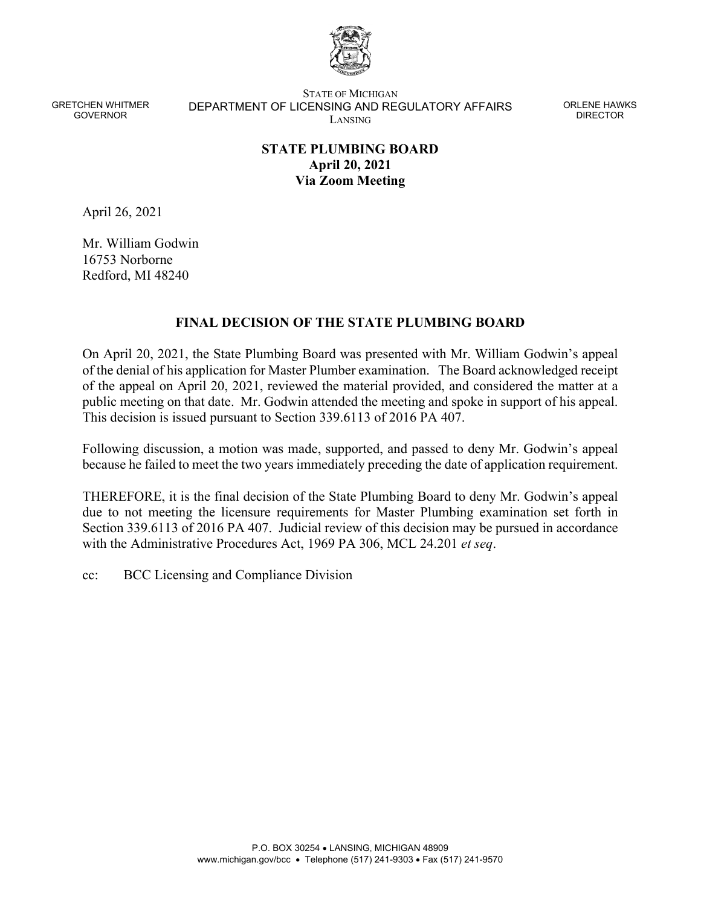GRETCHEN WHITMER
GOVERNOR

STATE OF MICHIGAN
DEPARTMENT OF LICENSING AND REGULATORY AFFAIRS
LANSING

ORLENE HAWKS
DIRECTOR

**STATE PLUMBING BOARD**
**April 20, 2021**
**Via Zoom Meeting**

April 26, 2021

Mr. William Godwin
16753 Norborne
Redford, MI 48240

**FINAL DECISION OF THE STATE PLUMBING BOARD**

On April 20, 2021, the State Plumbing Board was presented with Mr. William Godwin's appeal of the denial of his application for Master Plumber examination. The Board acknowledged receipt of the appeal on April 20, 2021, reviewed the material provided, and considered the matter at a public meeting on that date. Mr. Godwin attended the meeting and spoke in support of his appeal. This decision is issued pursuant to Section 339.6113 of 2016 PA 407.

Following discussion, a motion was made, supported, and passed to deny Mr. Godwin's appeal because he failed to meet the two years immediately preceding the date of application requirement.

THEREFORE, it is the final decision of the State Plumbing Board to deny Mr. Godwin's appeal due to not meeting the licensure requirements for Master Plumbing examination set forth in Section 339.6113 of 2016 PA 407. Judicial review of this decision may be pursued in accordance with the Administrative Procedures Act, 1969 PA 306, MCL 24.201 *et seq*.

cc: BCC Licensing and Compliance Division

P.O. BOX 30254 • LANSING, MICHIGAN 48909
www.michigan.gov/bcc • Telephone (517) 241-9303 • Fax (517) 241-9570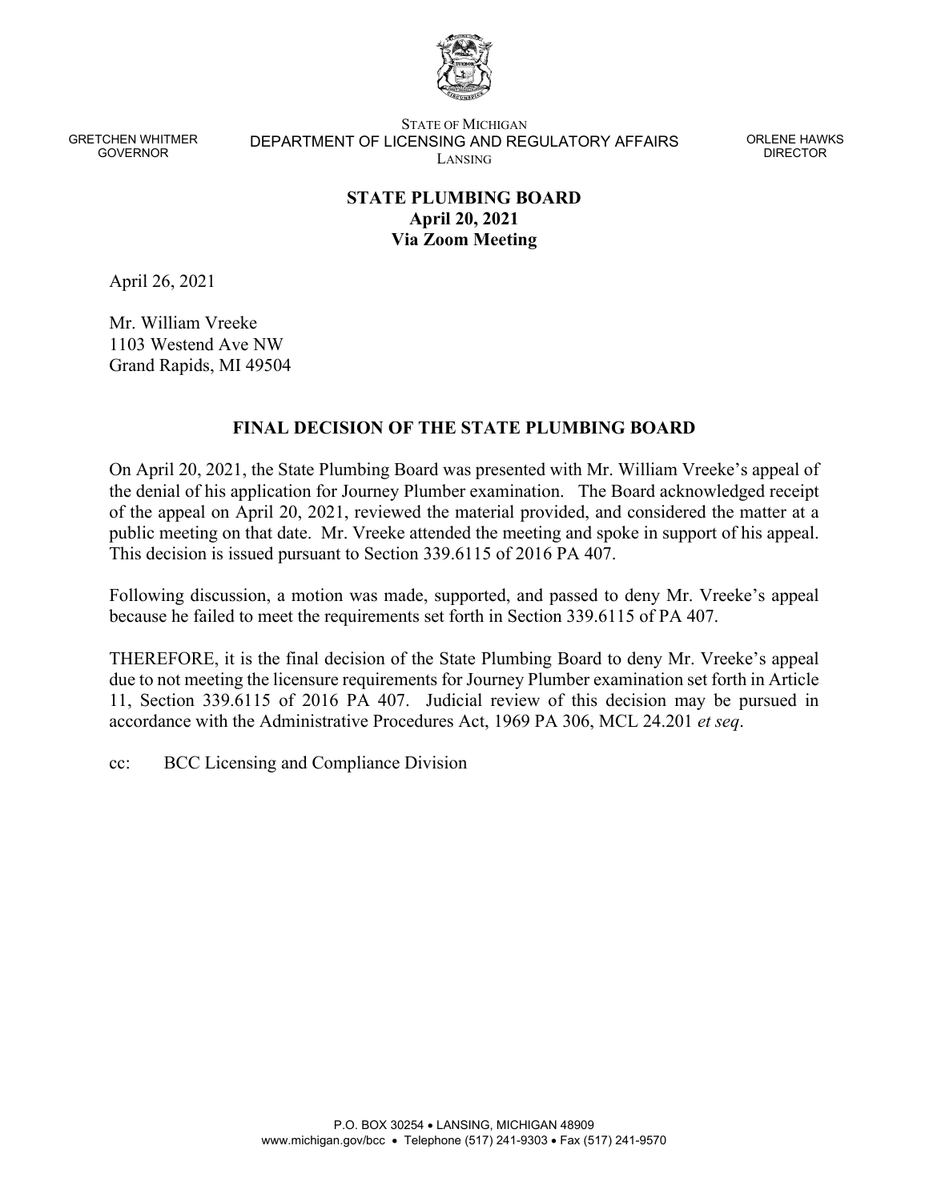GRETCHEN WHITMER
GOVERNOR

STATE OF MICHIGAN
DEPARTMENT OF LICENSING AND REGULATORY AFFAIRS
LANSING

ORLENE HAWKS
DIRECTOR

**STATE PLUMBING BOARD**
**April 20, 2021**
**Via Zoom Meeting**

April 26, 2021

Mr. William Vreeke
1103 Westend Ave NW
Grand Rapids, MI 49504

## FINAL DECISION OF THE STATE PLUMBING BOARD

On April 20, 2021, the State Plumbing Board was presented with Mr. William Vreeke's appeal of the denial of his application for Journey Plumber examination. The Board acknowledged receipt of the appeal on April 20, 2021, reviewed the material provided, and considered the matter at a public meeting on that date. Mr. Vreeke attended the meeting and spoke in support of his appeal. This decision is issued pursuant to Section 339.6115 of 2016 PA 407.

Following discussion, a motion was made, supported, and passed to deny Mr. Vreeke's appeal because he failed to meet the requirements set forth in Section 339.6115 of PA 407.

THEREFORE, it is the final decision of the State Plumbing Board to deny Mr. Vreeke's appeal due to not meeting the licensure requirements for Journey Plumber examination set forth in Article 11, Section 339.6115 of 2016 PA 407. Judicial review of this decision may be pursued in accordance with the Administrative Procedures Act, 1969 PA 306, MCL 24.201 *et seq*.

cc: BCC Licensing and Compliance Division

P.O. BOX 30254 • LANSING, MICHIGAN 48909
www.michigan.gov/bcc • Telephone (517) 241-9303 • Fax (517) 241-9570